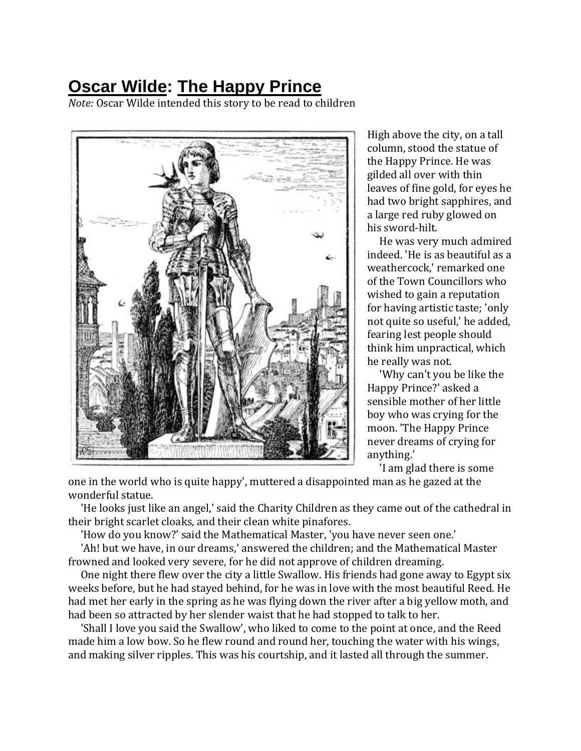# Oscar Wilde: The Happy Prince

*Note:* Oscar Wilde intended this story to be read to children

High above the city, on a tall column, stood the statue of the Happy Prince. He was gilded all over with thin leaves of fine gold, for eyes he had two bright sapphires, and a large red ruby glowed on his sword-hilt.

He was very much admired indeed. 'He is as beautiful as a weathercock,' remarked one of the Town Councillors who wished to gain a reputation for having artistic taste; 'only not quite so useful,' he added, fearing lest people should think him unpractical, which he really was not.

'Why can't you be like the Happy Prince?' asked a sensible mother of her little boy who was crying for the moon. 'The Happy Prince never dreams of crying for anything.'

'I am glad there is some one in the world who is quite happy', muttered a disappointed man as he gazed at the wonderful statue.

'He looks just like an angel,' said the Charity Children as they came out of the cathedral in their bright scarlet cloaks, and their clean white pinafores.

'How do you know?' said the Mathematical Master, 'you have never seen one.'

'Ah! but we have, in our dreams,' answered the children; and the Mathematical Master frowned and looked very severe, for he did not approve of children dreaming.

One night there flew over the city a little Swallow. His friends had gone away to Egypt six weeks before, but he had stayed behind, for he was in love with the most beautiful Reed. He had met her early in the spring as he was flying down the river after a big yellow moth, and had been so attracted by her slender waist that he had stopped to talk to her.

'Shall I love you said the Swallow', who liked to come to the point at once, and the Reed made him a low bow. So he flew round and round her, touching the water with his wings, and making silver ripples. This was his courtship, and it lasted all through the summer.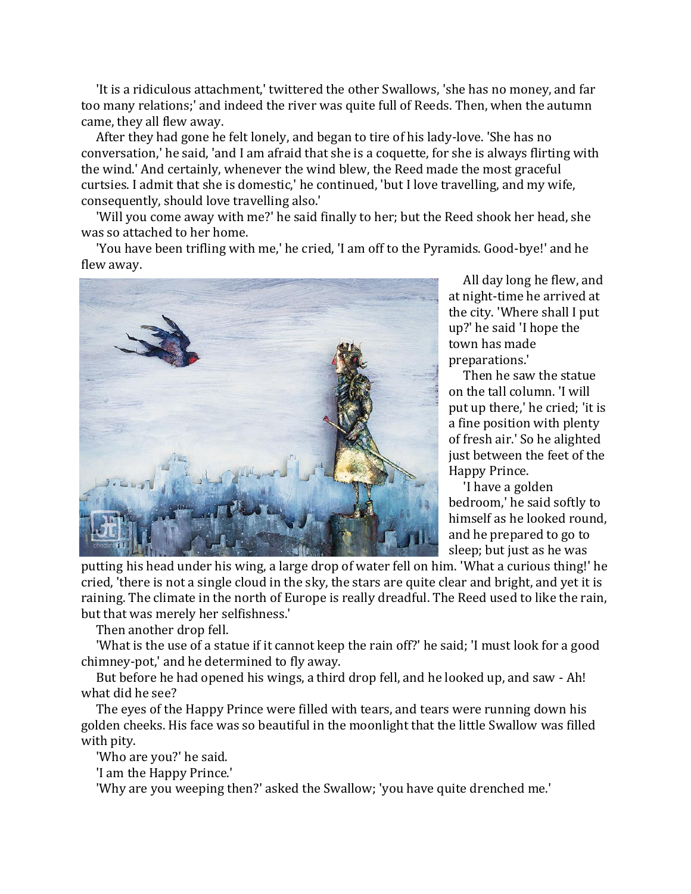'It is a ridiculous attachment,' twittered the other Swallows, 'she has no money, and far too many relations;' and indeed the river was quite full of Reeds. Then, when the autumn came, they all flew away.

After they had gone he felt lonely, and began to tire of his lady-love. 'She has no conversation,' he said, 'and I am afraid that she is a coquette, for she is always flirting with the wind.' And certainly, whenever the wind blew, the Reed made the most graceful curtsies. I admit that she is domestic,' he continued, 'but I love travelling, and my wife, consequently, should love travelling also.'

'Will you come away with me?' he said finally to her; but the Reed shook her head, she was so attached to her home.

'You have been trifling with me,' he cried, 'I am off to the Pyramids. Good-bye!' and he flew away.

All day long he flew, and at night-time he arrived at the city. 'Where shall I put up?' he said 'I hope the town has made preparations.'

Then he saw the statue on the tall column. 'I will put up there,' he cried; 'it is a fine position with plenty of fresh air.' So he alighted just between the feet of the Happy Prince.

'I have a golden bedroom,' he said softly to himself as he looked round, and he prepared to go to sleep; but just as he was putting his head under his wing, a large drop of water fell on him. 'What a curious thing!' he cried, 'there is not a single cloud in the sky, the stars are quite clear and bright, and yet it is raining. The climate in the north of Europe is really dreadful. The Reed used to like the rain, but that was merely her selfishness.'

Then another drop fell.

'What is the use of a statue if it cannot keep the rain off?' he said; 'I must look for a good chimney-pot,' and he determined to fly away.

But before he had opened his wings, a third drop fell, and he looked up, and saw - Ah! what did he see?

The eyes of the Happy Prince were filled with tears, and tears were running down his golden cheeks. His face was so beautiful in the moonlight that the little Swallow was filled with pity.

'Who are you?' he said.

'I am the Happy Prince.'

'Why are you weeping then?' asked the Swallow; 'you have quite drenched me.'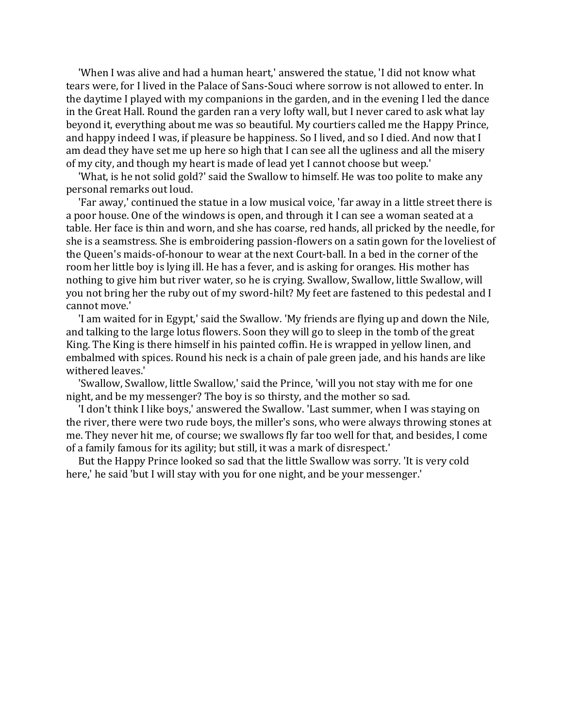'When I was alive and had a human heart,' answered the statue, 'I did not know what tears were, for I lived in the Palace of Sans-Souci where sorrow is not allowed to enter. In the daytime I played with my companions in the garden, and in the evening I led the dance in the Great Hall. Round the garden ran a very lofty wall, but I never cared to ask what lay beyond it, everything about me was so beautiful. My courtiers called me the Happy Prince, and happy indeed I was, if pleasure be happiness. So I lived, and so I died. And now that I am dead they have set me up here so high that I can see all the ugliness and all the misery of my city, and though my heart is made of lead yet I cannot choose but weep.'

'What, is he not solid gold?' said the Swallow to himself. He was too polite to make any personal remarks out loud.

'Far away,' continued the statue in a low musical voice, 'far away in a little street there is a poor house. One of the windows is open, and through it I can see a woman seated at a table. Her face is thin and worn, and she has coarse, red hands, all pricked by the needle, for she is a seamstress. She is embroidering passion-flowers on a satin gown for the loveliest of the Queen's maids-of-honour to wear at the next Court-ball. In a bed in the corner of the room her little boy is lying ill. He has a fever, and is asking for oranges. His mother has nothing to give him but river water, so he is crying. Swallow, Swallow, little Swallow, will you not bring her the ruby out of my sword-hilt? My feet are fastened to this pedestal and I cannot move.'

'I am waited for in Egypt,' said the Swallow. 'My friends are flying up and down the Nile, and talking to the large lotus flowers. Soon they will go to sleep in the tomb of the great King. The King is there himself in his painted coffin. He is wrapped in yellow linen, and embalmed with spices. Round his neck is a chain of pale green jade, and his hands are like withered leaves.'

'Swallow, Swallow, little Swallow,' said the Prince, 'will you not stay with me for one night, and be my messenger? The boy is so thirsty, and the mother so sad.

'I don't think I like boys,' answered the Swallow. 'Last summer, when I was staying on the river, there were two rude boys, the miller's sons, who were always throwing stones at me. They never hit me, of course; we swallows fly far too well for that, and besides, I come of a family famous for its agility; but still, it was a mark of disrespect.'

But the Happy Prince looked so sad that the little Swallow was sorry. 'It is very cold here,' he said 'but I will stay with you for one night, and be your messenger.'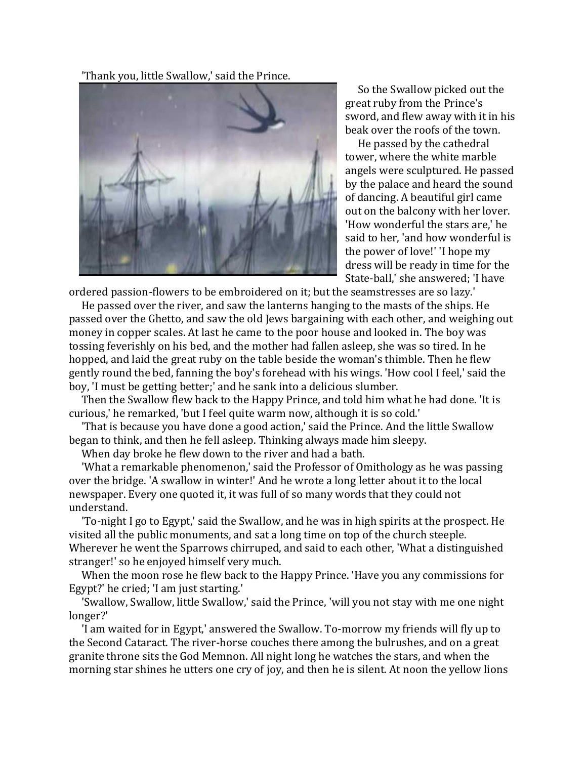'Thank you, little Swallow,' said the Prince.

So the Swallow picked out the great ruby from the Prince's sword, and flew away with it in his beak over the roofs of the town.

He passed by the cathedral tower, where the white marble angels were sculptured. He passed by the palace and heard the sound of dancing. A beautiful girl came out on the balcony with her lover. 'How wonderful the stars are,' he said to her, 'and how wonderful is the power of love!' 'I hope my dress will be ready in time for the State-ball,' she answered; 'I have ordered passion-flowers to be embroidered on it; but the seamstresses are so lazy.'

He passed over the river, and saw the lanterns hanging to the masts of the ships. He passed over the Ghetto, and saw the old Jews bargaining with each other, and weighing out money in copper scales. At last he came to the poor house and looked in. The boy was tossing feverishly on his bed, and the mother had fallen asleep, she was so tired. In he hopped, and laid the great ruby on the table beside the woman's thimble. Then he flew gently round the bed, fanning the boy's forehead with his wings. 'How cool I feel,' said the boy, 'I must be getting better;' and he sank into a delicious slumber.

Then the Swallow flew back to the Happy Prince, and told him what he had done. 'It is curious,' he remarked, 'but I feel quite warm now, although it is so cold.'

'That is because you have done a good action,' said the Prince. And the little Swallow began to think, and then he fell asleep. Thinking always made him sleepy.

When day broke he flew down to the river and had a bath.

'What a remarkable phenomenon,' said the Professor of Omithology as he was passing over the bridge. 'A swallow in winter!' And he wrote a long letter about it to the local newspaper. Every one quoted it, it was full of so many words that they could not understand.

'To-night I go to Egypt,' said the Swallow, and he was in high spirits at the prospect. He visited all the public monuments, and sat a long time on top of the church steeple. Wherever he went the Sparrows chirruped, and said to each other, 'What a distinguished stranger!' so he enjoyed himself very much.

When the moon rose he flew back to the Happy Prince. 'Have you any commissions for Egypt?' he cried; 'I am just starting.'

'Swallow, Swallow, little Swallow,' said the Prince, 'will you not stay with me one night longer?'

'I am waited for in Egypt,' answered the Swallow. To-morrow my friends will fly up to the Second Cataract. The river-horse couches there among the bulrushes, and on a great granite throne sits the God Memnon. All night long he watches the stars, and when the morning star shines he utters one cry of joy, and then he is silent. At noon the yellow lions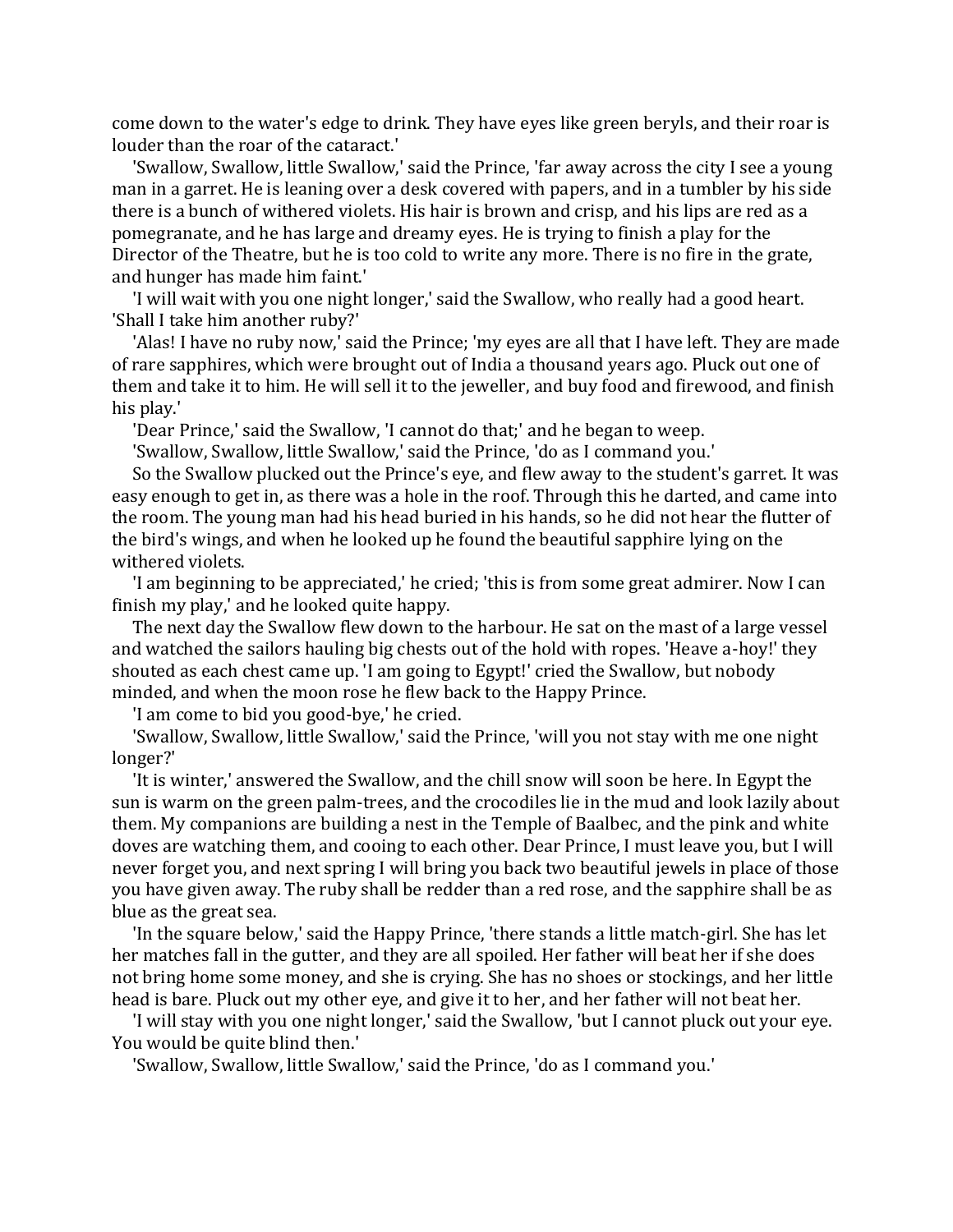come down to the water's edge to drink. They have eyes like green beryls, and their roar is louder than the roar of the cataract.'

'Swallow, Swallow, little Swallow,' said the Prince, 'far away across the city I see a young man in a garret. He is leaning over a desk covered with papers, and in a tumbler by his side there is a bunch of withered violets. His hair is brown and crisp, and his lips are red as a pomegranate, and he has large and dreamy eyes. He is trying to finish a play for the Director of the Theatre, but he is too cold to write any more. There is no fire in the grate, and hunger has made him faint.'

'I will wait with you one night longer,' said the Swallow, who really had a good heart. 'Shall I take him another ruby?'

'Alas! I have no ruby now,' said the Prince; 'my eyes are all that I have left. They are made of rare sapphires, which were brought out of India a thousand years ago. Pluck out one of them and take it to him. He will sell it to the jeweller, and buy food and firewood, and finish his play.'

'Dear Prince,' said the Swallow, 'I cannot do that;' and he began to weep.

'Swallow, Swallow, little Swallow,' said the Prince, 'do as I command you.'

So the Swallow plucked out the Prince's eye, and flew away to the student's garret. It was easy enough to get in, as there was a hole in the roof. Through this he darted, and came into the room. The young man had his head buried in his hands, so he did not hear the flutter of the bird's wings, and when he looked up he found the beautiful sapphire lying on the withered violets.

'I am beginning to be appreciated,' he cried; 'this is from some great admirer. Now I can finish my play,' and he looked quite happy.

The next day the Swallow flew down to the harbour. He sat on the mast of a large vessel and watched the sailors hauling big chests out of the hold with ropes. 'Heave a-hoy!' they shouted as each chest came up. 'I am going to Egypt!' cried the Swallow, but nobody minded, and when the moon rose he flew back to the Happy Prince.

'I am come to bid you good-bye,' he cried.

'Swallow, Swallow, little Swallow,' said the Prince, 'will you not stay with me one night longer?'

'It is winter,' answered the Swallow, and the chill snow will soon be here. In Egypt the sun is warm on the green palm-trees, and the crocodiles lie in the mud and look lazily about them. My companions are building a nest in the Temple of Baalbec, and the pink and white doves are watching them, and cooing to each other. Dear Prince, I must leave you, but I will never forget you, and next spring I will bring you back two beautiful jewels in place of those you have given away. The ruby shall be redder than a red rose, and the sapphire shall be as blue as the great sea.

'In the square below,' said the Happy Prince, 'there stands a little match-girl. She has let her matches fall in the gutter, and they are all spoiled. Her father will beat her if she does not bring home some money, and she is crying. She has no shoes or stockings, and her little head is bare. Pluck out my other eye, and give it to her, and her father will not beat her.

'I will stay with you one night longer,' said the Swallow, 'but I cannot pluck out your eye. You would be quite blind then.'

'Swallow, Swallow, little Swallow,' said the Prince, 'do as I command you.'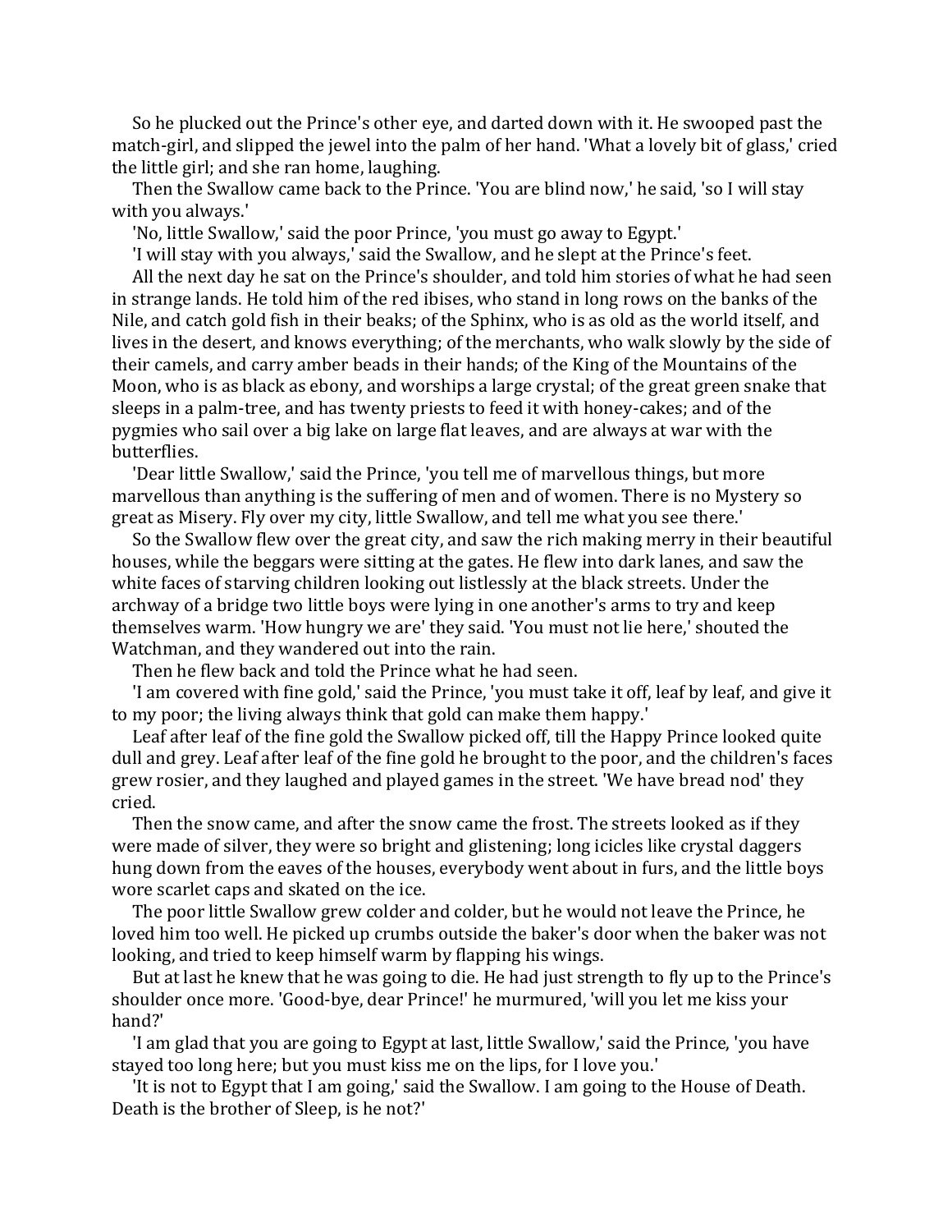So he plucked out the Prince's other eye, and darted down with it. He swooped past the match-girl, and slipped the jewel into the palm of her hand. 'What a lovely bit of glass,' cried the little girl; and she ran home, laughing.

Then the Swallow came back to the Prince. 'You are blind now,' he said, 'so I will stay with you always.'

'No, little Swallow,' said the poor Prince, 'you must go away to Egypt.'

'I will stay with you always,' said the Swallow, and he slept at the Prince's feet.

All the next day he sat on the Prince's shoulder, and told him stories of what he had seen in strange lands. He told him of the red ibises, who stand in long rows on the banks of the Nile, and catch gold fish in their beaks; of the Sphinx, who is as old as the world itself, and lives in the desert, and knows everything; of the merchants, who walk slowly by the side of their camels, and carry amber beads in their hands; of the King of the Mountains of the Moon, who is as black as ebony, and worships a large crystal; of the great green snake that sleeps in a palm-tree, and has twenty priests to feed it with honey-cakes; and of the pygmies who sail over a big lake on large flat leaves, and are always at war with the butterflies.

'Dear little Swallow,' said the Prince, 'you tell me of marvellous things, but more marvellous than anything is the suffering of men and of women. There is no Mystery so great as Misery. Fly over my city, little Swallow, and tell me what you see there.'

So the Swallow flew over the great city, and saw the rich making merry in their beautiful houses, while the beggars were sitting at the gates. He flew into dark lanes, and saw the white faces of starving children looking out listlessly at the black streets. Under the archway of a bridge two little boys were lying in one another's arms to try and keep themselves warm. 'How hungry we are' they said. 'You must not lie here,' shouted the Watchman, and they wandered out into the rain.

Then he flew back and told the Prince what he had seen.

'I am covered with fine gold,' said the Prince, 'you must take it off, leaf by leaf, and give it to my poor; the living always think that gold can make them happy.'

Leaf after leaf of the fine gold the Swallow picked off, till the Happy Prince looked quite dull and grey. Leaf after leaf of the fine gold he brought to the poor, and the children's faces grew rosier, and they laughed and played games in the street. 'We have bread nod' they cried.

Then the snow came, and after the snow came the frost. The streets looked as if they were made of silver, they were so bright and glistening; long icicles like crystal daggers hung down from the eaves of the houses, everybody went about in furs, and the little boys wore scarlet caps and skated on the ice.

The poor little Swallow grew colder and colder, but he would not leave the Prince, he loved him too well. He picked up crumbs outside the baker's door when the baker was not looking, and tried to keep himself warm by flapping his wings.

But at last he knew that he was going to die. He had just strength to fly up to the Prince's shoulder once more. 'Good-bye, dear Prince!' he murmured, 'will you let me kiss your hand?'

'I am glad that you are going to Egypt at last, little Swallow,' said the Prince, 'you have stayed too long here; but you must kiss me on the lips, for I love you.'

'It is not to Egypt that I am going,' said the Swallow. I am going to the House of Death. Death is the brother of Sleep, is he not?'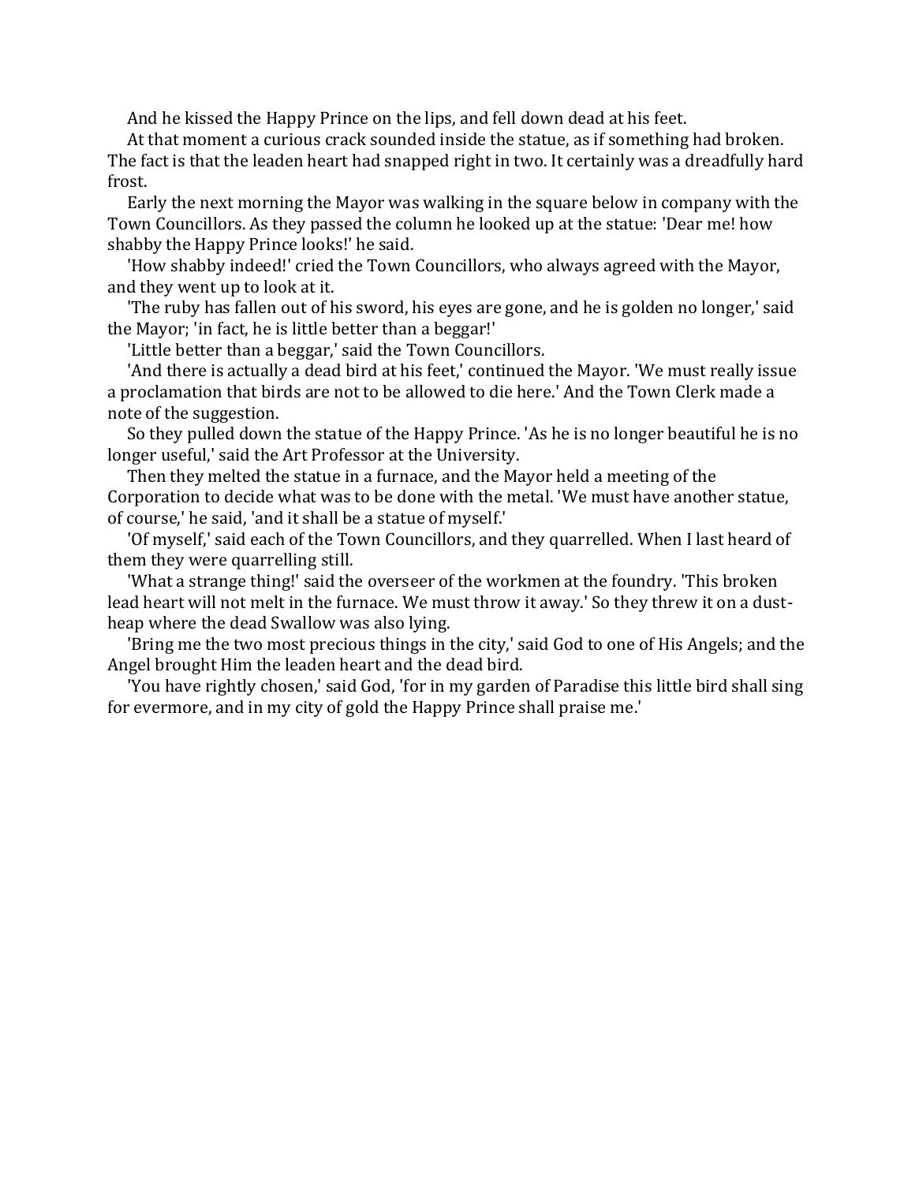And he kissed the Happy Prince on the lips, and fell down dead at his feet.

At that moment a curious crack sounded inside the statue, as if something had broken. The fact is that the leaden heart had snapped right in two. It certainly was a dreadfully hard frost.

Early the next morning the Mayor was walking in the square below in company with the Town Councillors. As they passed the column he looked up at the statue: 'Dear me! how shabby the Happy Prince looks!' he said.

'How shabby indeed!' cried the Town Councillors, who always agreed with the Mayor, and they went up to look at it.

'The ruby has fallen out of his sword, his eyes are gone, and he is golden no longer,' said the Mayor; 'in fact, he is little better than a beggar!'

'Little better than a beggar,' said the Town Councillors.

'And there is actually a dead bird at his feet,' continued the Mayor. 'We must really issue a proclamation that birds are not to be allowed to die here.' And the Town Clerk made a note of the suggestion.

So they pulled down the statue of the Happy Prince. 'As he is no longer beautiful he is no longer useful,' said the Art Professor at the University.

Then they melted the statue in a furnace, and the Mayor held a meeting of the Corporation to decide what was to be done with the metal. 'We must have another statue, of course,' he said, 'and it shall be a statue of myself.'

'Of myself,' said each of the Town Councillors, and they quarrelled. When I last heard of them they were quarrelling still.

'What a strange thing!' said the overseer of the workmen at the foundry. 'This broken lead heart will not melt in the furnace. We must throw it away.' So they threw it on a dust-heap where the dead Swallow was also lying.

'Bring me the two most precious things in the city,' said God to one of His Angels; and the Angel brought Him the leaden heart and the dead bird.

'You have rightly chosen,' said God, 'for in my garden of Paradise this little bird shall sing for evermore, and in my city of gold the Happy Prince shall praise me.'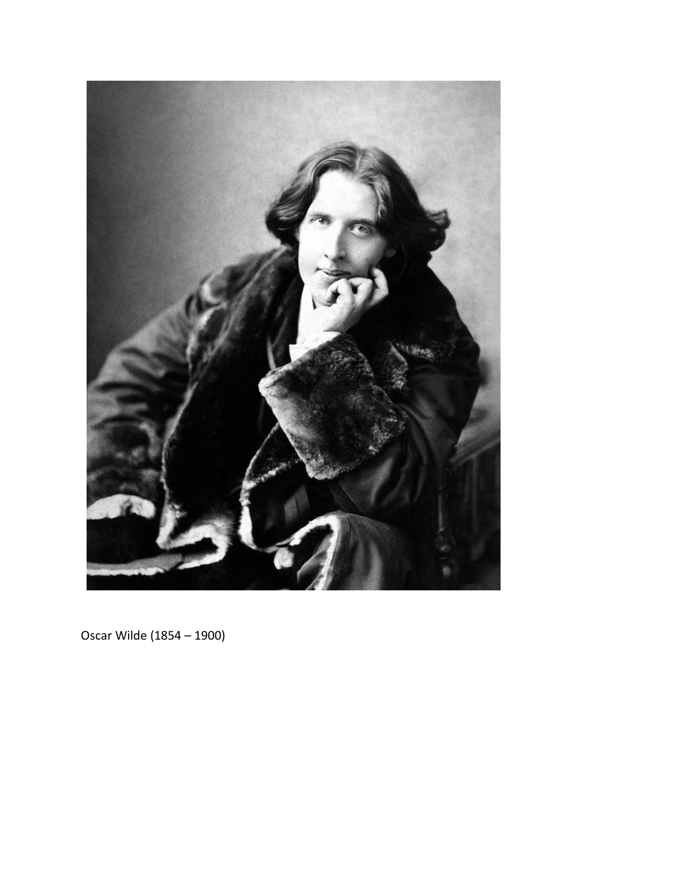Oscar Wilde (1854 – 1900)